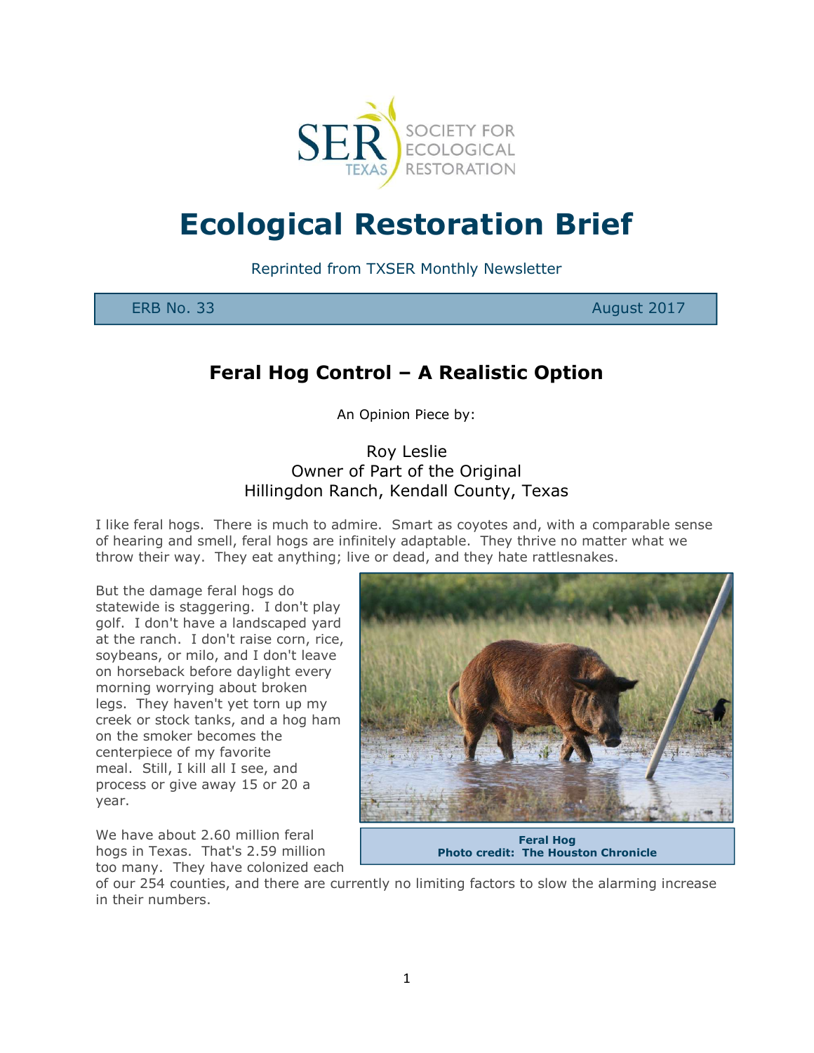SER SOCIETY FOR ECOLOGICAL RESTORATION TEXAS

# Ecological Restoration Brief

Reprinted from TXSER Monthly Newsletter

| ERB No. 33 | August 2017 |
|---|---|

## Feral Hog Control – A Realistic Option

An Opinion Piece by:

Roy Leslie
Owner of Part of the Original
Hillingdon Ranch, Kendall County, Texas

I like feral hogs. There is much to admire. Smart as coyotes and, with a comparable sense of hearing and smell, feral hogs are infinitely adaptable. They thrive no matter what we throw their way. They eat anything; live or dead, and they hate rattlesnakes.

But the damage feral hogs do statewide is staggering. I don't play golf. I don't have a landscaped yard at the ranch. I don't raise corn, rice, soybeans, or milo, and I don't leave on horseback before daylight every morning worrying about broken legs. They haven't yet torn up my creek or stock tanks, and a hog ham on the smoker becomes the centerpiece of my favorite meal. Still, I kill all I see, and process or give away 15 or 20 a year.

**Feral Hog**
**Photo credit: The Houston Chronicle**

We have about 2.60 million feral hogs in Texas. That's 2.59 million too many. They have colonized each of our 254 counties, and there are currently no limiting factors to slow the alarming increase in their numbers.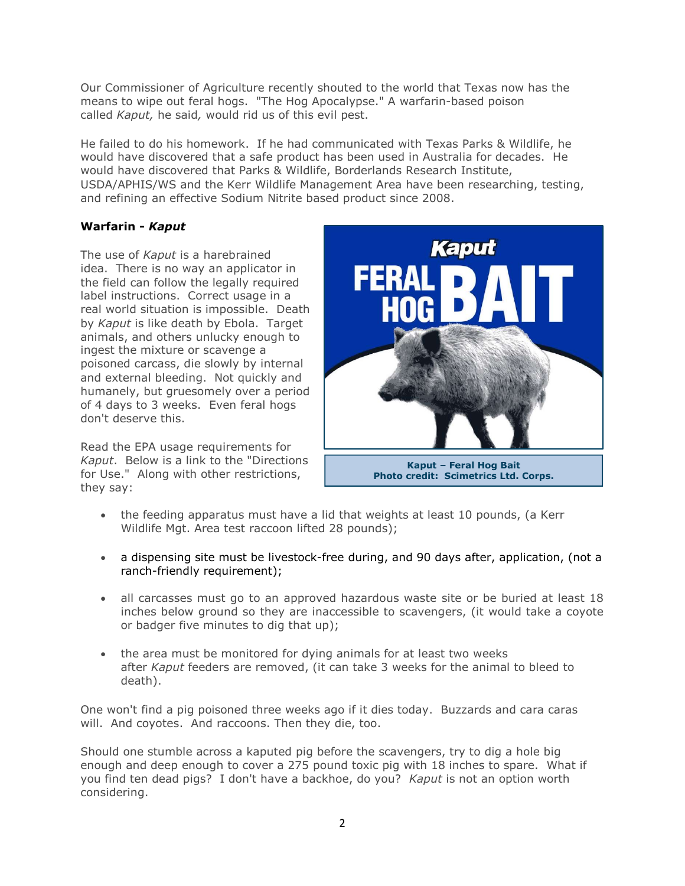Our Commissioner of Agriculture recently shouted to the world that Texas now has the means to wipe out feral hogs. "The Hog Apocalypse." A warfarin-based poison called *Kaput,* he said*,* would rid us of this evil pest.

He failed to do his homework. If he had communicated with Texas Parks & Wildlife, he would have discovered that a safe product has been used in Australia for decades. He would have discovered that Parks & Wildlife, Borderlands Research Institute, USDA/APHIS/WS and the Kerr Wildlife Management Area have been researching, testing, and refining an effective Sodium Nitrite based product since 2008.

**Warfarin - *Kaput***

The use of *Kaput* is a harebrained idea. There is no way an applicator in the field can follow the legally required label instructions. Correct usage in a real world situation is impossible. Death by *Kaput* is like death by Ebola. Target animals, and others unlucky enough to ingest the mixture or scavenge a poisoned carcass, die slowly by internal and external bleeding. Not quickly and humanely, but gruesomely over a period of 4 days to 3 weeks. Even feral hogs don't deserve this.

**Kaput – Feral Hog Bait**
**Photo credit: Scimetrics Ltd. Corps.**

Read the EPA usage requirements for *Kaput*. Below is a link to the "Directions for Use." Along with other restrictions, they say:

- the feeding apparatus must have a lid that weights at least 10 pounds, (a Kerr Wildlife Mgt. Area test raccoon lifted 28 pounds);
- a dispensing site must be livestock-free during, and 90 days after, application, (not a ranch-friendly requirement);
- all carcasses must go to an approved hazardous waste site or be buried at least 18 inches below ground so they are inaccessible to scavengers, (it would take a coyote or badger five minutes to dig that up);
- the area must be monitored for dying animals for at least two weeks after *Kaput* feeders are removed, (it can take 3 weeks for the animal to bleed to death).

One won't find a pig poisoned three weeks ago if it dies today. Buzzards and cara caras will. And coyotes. And raccoons. Then they die, too.

Should one stumble across a kaputed pig before the scavengers, try to dig a hole big enough and deep enough to cover a 275 pound toxic pig with 18 inches to spare. What if you find ten dead pigs? I don't have a backhoe, do you? *Kaput* is not an option worth considering.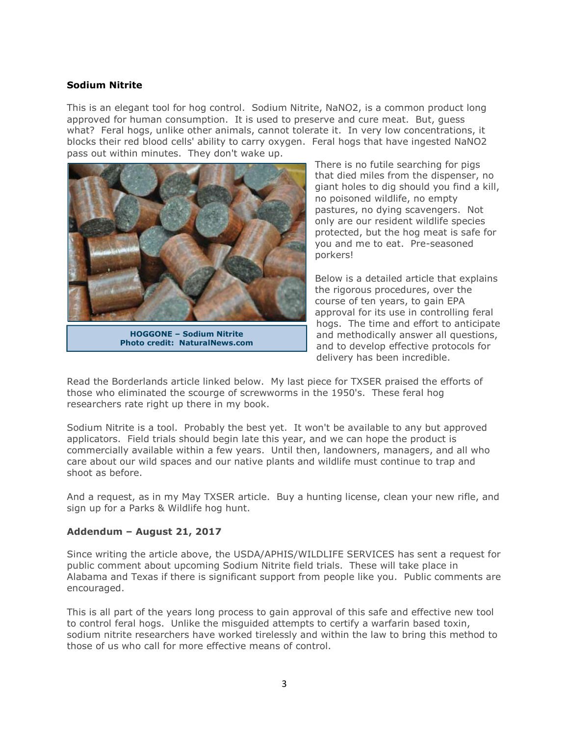### **Sodium Nitrite**

This is an elegant tool for hog control. Sodium Nitrite, $NaNO_2$, is a common product long approved for human consumption. It is used to preserve and cure meat. But, guess what? Feral hogs, unlike other animals, cannot tolerate it. In very low concentrations, it blocks their red blood cells' ability to carry oxygen. Feral hogs that have ingested $NaNO_2$ pass out within minutes. They don't wake up.

**HOGGONE – Sodium Nitrite**
**Photo credit: NaturalNews.com**

There is no futile searching for pigs that died miles from the dispenser, no giant holes to dig should you find a kill, no poisoned wildlife, no empty pastures, no dying scavengers. Not only are our resident wildlife species protected, but the hog meat is safe for you and me to eat. Pre-seasoned porkers!

Below is a detailed article that explains the rigorous procedures, over the course of ten years, to gain EPA approval for its use in controlling feral hogs. The time and effort to anticipate and methodically answer all questions, and to develop effective protocols for delivery has been incredible.

Read the Borderlands article linked below. My last piece for TXSER praised the efforts of those who eliminated the scourge of screwworms in the 1950's. These feral hog researchers rate right up there in my book.

Sodium Nitrite is a tool. Probably the best yet. It won't be available to any but approved applicators. Field trials should begin late this year, and we can hope the product is commercially available within a few years. Until then, landowners, managers, and all who care about our wild spaces and our native plants and wildlife must continue to trap and shoot as before.

And a request, as in my May TXSER article. Buy a hunting license, clean your new rifle, and sign up for a Parks & Wildlife hog hunt.

### **Addendum – August 21, 2017**

Since writing the article above, the USDA/APHIS/WILDLIFE SERVICES has sent a request for public comment about upcoming Sodium Nitrite field trials. These will take place in Alabama and Texas if there is significant support from people like you. Public comments are encouraged.

This is all part of the years long process to gain approval of this safe and effective new tool to control feral hogs. Unlike the misguided attempts to certify a warfarin based toxin, sodium nitrite researchers have worked tirelessly and within the law to bring this method to those of us who call for more effective means of control.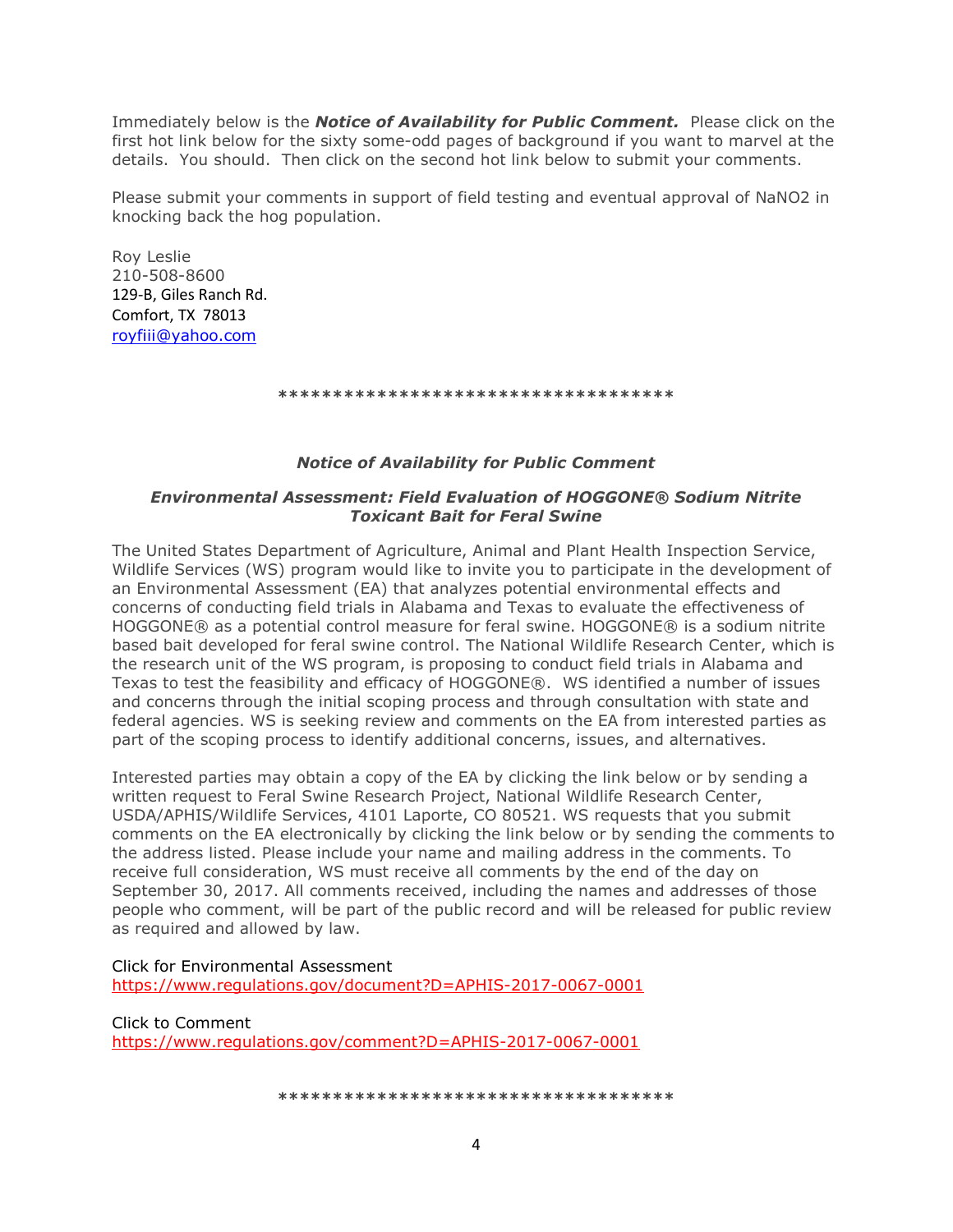Immediately below is the ***Notice of Availability for Public Comment.*** Please click on the first hot link below for the sixty some-odd pages of background if you want to marvel at the details. You should. Then click on the second hot link below to submit your comments.

Please submit your comments in support of field testing and eventual approval of $NaNO_2$ in knocking back the hog population.

Roy Leslie
210-508-8600
129-B, Giles Ranch Rd.
Comfort, TX 78013
royfiii@yahoo.com

************************************

***Notice of Availability for Public Comment***

***Environmental Assessment: Field Evaluation of HOGGONE® Sodium Nitrite Toxicant Bait for Feral Swine***

The United States Department of Agriculture, Animal and Plant Health Inspection Service, Wildlife Services (WS) program would like to invite you to participate in the development of an Environmental Assessment (EA) that analyzes potential environmental effects and concerns of conducting field trials in Alabama and Texas to evaluate the effectiveness of HOGGONE® as a potential control measure for feral swine. HOGGONE® is a sodium nitrite based bait developed for feral swine control. The National Wildlife Research Center, which is the research unit of the WS program, is proposing to conduct field trials in Alabama and Texas to test the feasibility and efficacy of HOGGONE®. WS identified a number of issues and concerns through the initial scoping process and through consultation with state and federal agencies. WS is seeking review and comments on the EA from interested parties as part of the scoping process to identify additional concerns, issues, and alternatives.

Interested parties may obtain a copy of the EA by clicking the link below or by sending a written request to Feral Swine Research Project, National Wildlife Research Center, USDA/APHIS/Wildlife Services, 4101 Laporte, CO 80521. WS requests that you submit comments on the EA electronically by clicking the link below or by sending the comments to the address listed. Please include your name and mailing address in the comments. To receive full consideration, WS must receive all comments by the end of the day on September 30, 2017. All comments received, including the names and addresses of those people who comment, will be part of the public record and will be released for public review as required and allowed by law.

Click for Environmental Assessment
https://www.regulations.gov/document?D=APHIS-2017-0067-0001

Click to Comment
https://www.regulations.gov/comment?D=APHIS-2017-0067-0001

************************************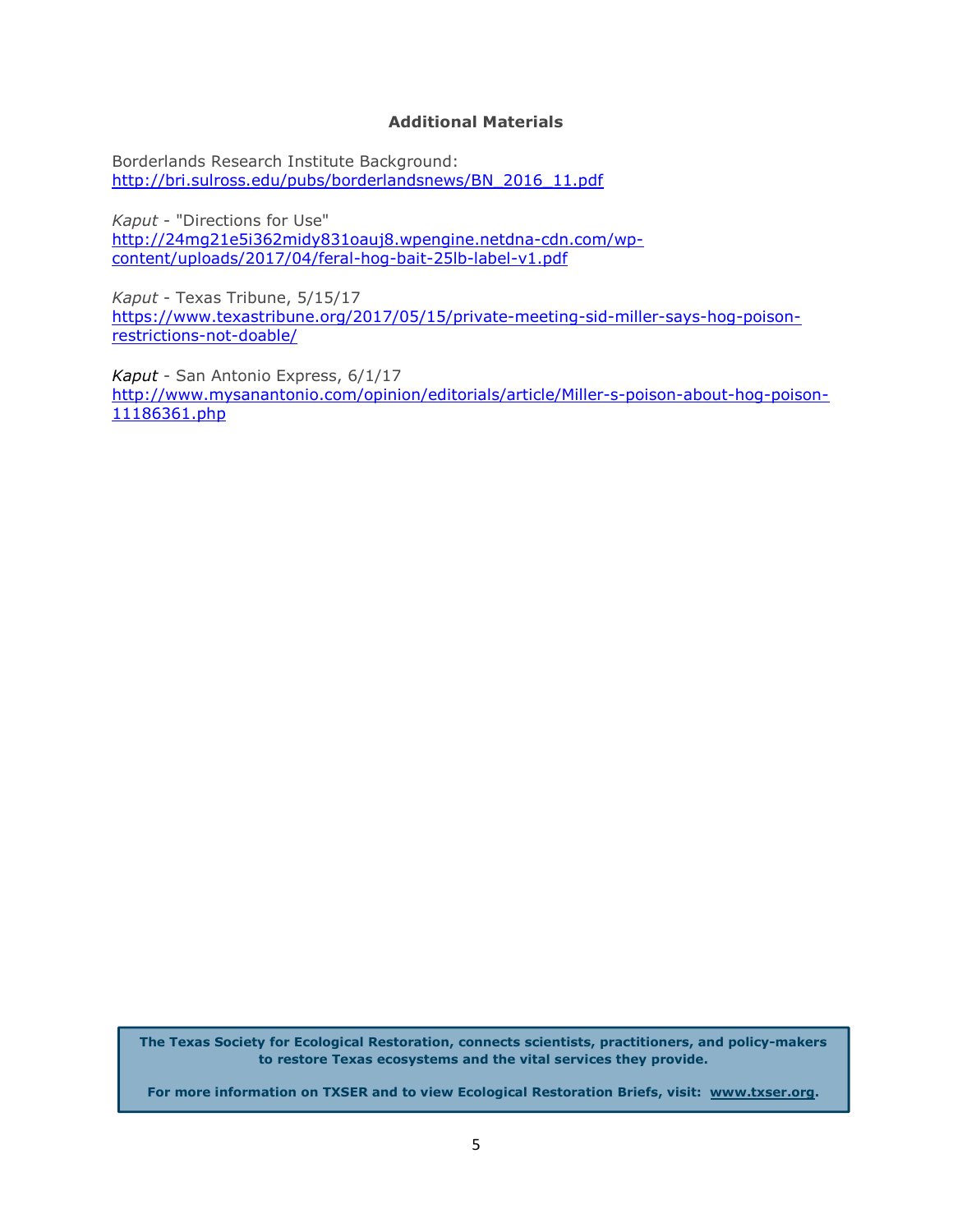### Additional Materials

Borderlands Research Institute Background:
[http://bri.sulross.edu/pubs/borderlandsnews/BN_2016_11.pdf](http://bri.sulross.edu/pubs/borderlandsnews/BN_2016_11.pdf)

*Kaput* - "Directions for Use"
[http://24mg21e5i362midy831oauj8.wpengine.netdna-cdn.com/wp-content/uploads/2017/04/feral-hog-bait-25lb-label-v1.pdf](http://24mg21e5i362midy831oauj8.wpengine.netdna-cdn.com/wp-content/uploads/2017/04/feral-hog-bait-25lb-label-v1.pdf)

*Kaput* - Texas Tribune, 5/15/17
[https://www.texastribune.org/2017/05/15/private-meeting-sid-miller-says-hog-poison-restrictions-not-doable/](https://www.texastribune.org/2017/05/15/private-meeting-sid-miller-says-hog-poison-restrictions-not-doable/)

*Kaput* - San Antonio Express, 6/1/17
[http://www.mysanantonio.com/opinion/editorials/article/Miller-s-poison-about-hog-poison-11186361.php](http://www.mysanantonio.com/opinion/editorials/article/Miller-s-poison-about-hog-poison-11186361.php)

**The Texas Society for Ecological Restoration, connects scientists, practitioners, and policy-makers to restore Texas ecosystems and the vital services they provide.**

**For more information on TXSER and to view Ecological Restoration Briefs, visit: [www.txser.org](http://www.txser.org).**